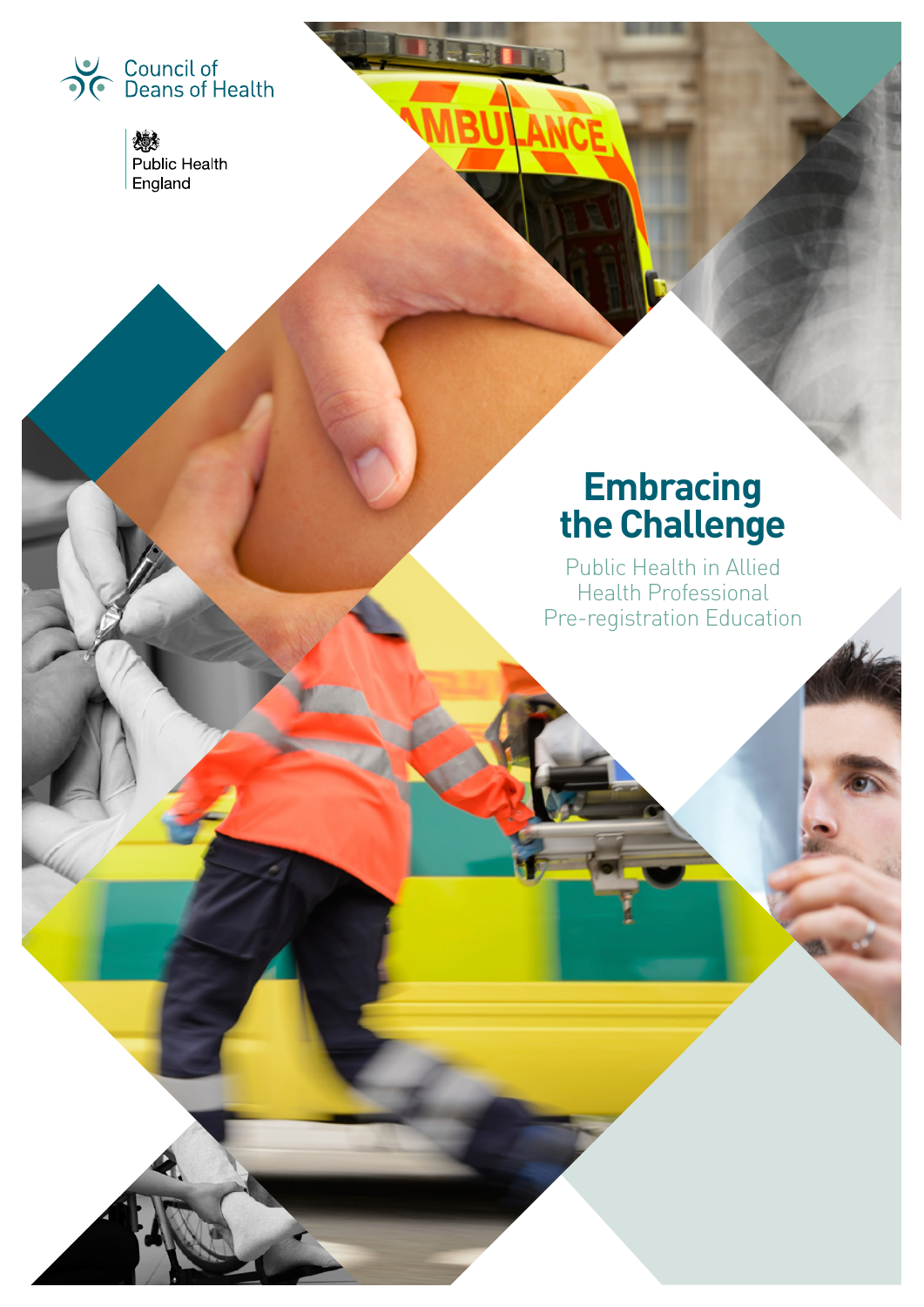Council of Deans of Health

Public Health England

# Embracing the Challenge

## Public Health in Allied Health Professional Pre-registration Education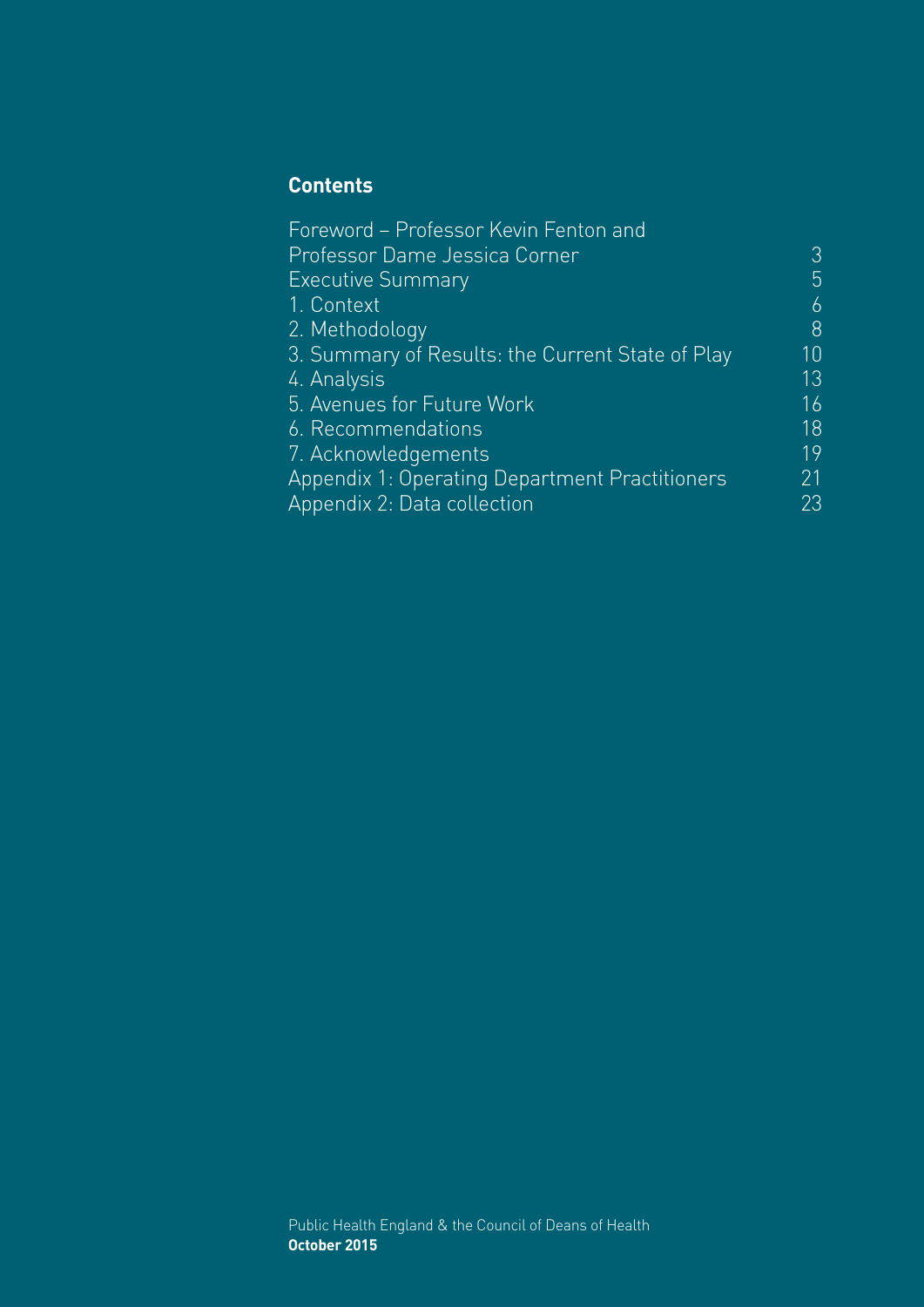## Contents

| | |
|---|---|
| Foreword – Professor Kevin Fenton and Professor Dame Jessica Corner | 3 |
| Executive Summary | 5 |
| 1. Context | 6 |
| 2. Methodology | 8 |
| 3. Summary of Results: the Current State of Play | 10 |
| 4. Analysis | 13 |
| 5. Avenues for Future Work | 16 |
| 6. Recommendations | 18 |
| 7. Acknowledgements | 19 |
| Appendix 1: Operating Department Practitioners | 21 |
| Appendix 2: Data collection | 23 |

Public Health England & the Council of Deans of Health
**October 2015**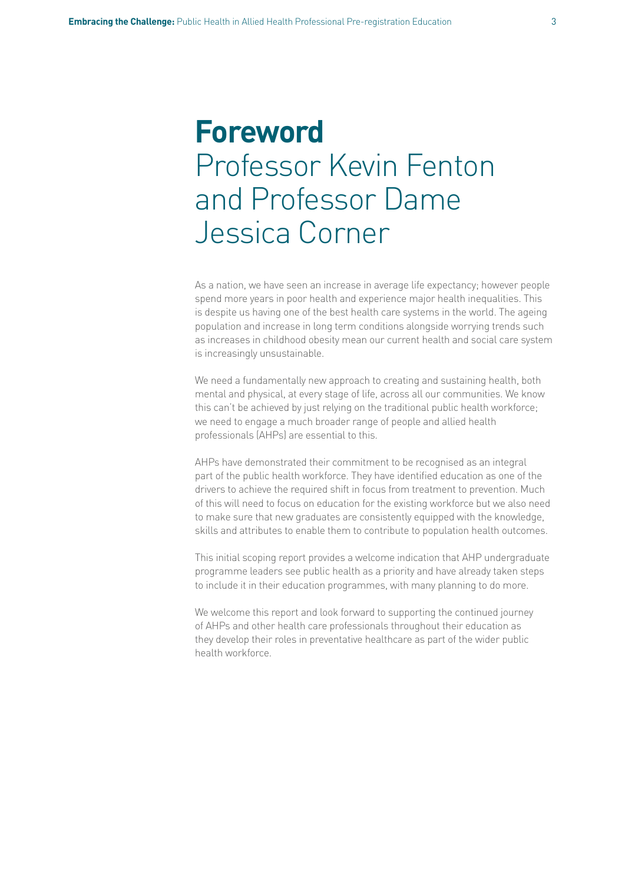# Foreword

## Professor Kevin Fenton and Professor Dame Jessica Corner

As a nation, we have seen an increase in average life expectancy; however people spend more years in poor health and experience major health inequalities. This is despite us having one of the best health care systems in the world. The ageing population and increase in long term conditions alongside worrying trends such as increases in childhood obesity mean our current health and social care system is increasingly unsustainable.

We need a fundamentally new approach to creating and sustaining health, both mental and physical, at every stage of life, across all our communities. We know this can't be achieved by just relying on the traditional public health workforce; we need to engage a much broader range of people and allied health professionals (AHPs) are essential to this.

AHPs have demonstrated their commitment to be recognised as an integral part of the public health workforce. They have identified education as one of the drivers to achieve the required shift in focus from treatment to prevention. Much of this will need to focus on education for the existing workforce but we also need to make sure that new graduates are consistently equipped with the knowledge, skills and attributes to enable them to contribute to population health outcomes.

This initial scoping report provides a welcome indication that AHP undergraduate programme leaders see public health as a priority and have already taken steps to include it in their education programmes, with many planning to do more.

We welcome this report and look forward to supporting the continued journey of AHPs and other health care professionals throughout their education as they develop their roles in preventative healthcare as part of the wider public health workforce.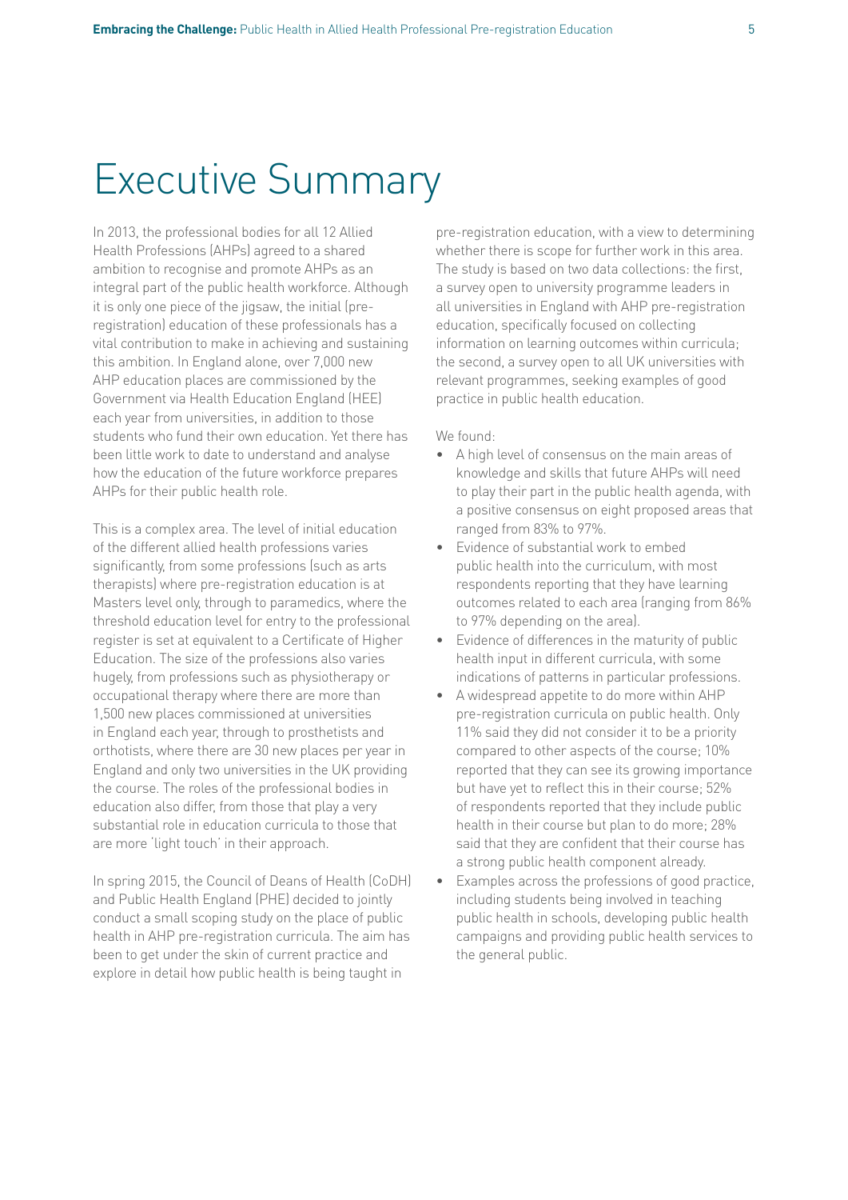# Executive Summary

In 2013, the professional bodies for all 12 Allied Health Professions (AHPs) agreed to a shared ambition to recognise and promote AHPs as an integral part of the public health workforce. Although it is only one piece of the jigsaw, the initial (pre-registration) education of these professionals has a vital contribution to make in achieving and sustaining this ambition. In England alone, over 7,000 new AHP education places are commissioned by the Government via Health Education England (HEE) each year from universities, in addition to those students who fund their own education. Yet there has been little work to date to understand and analyse how the education of the future workforce prepares AHPs for their public health role.

This is a complex area. The level of initial education of the different allied health professions varies significantly, from some professions (such as arts therapists) where pre-registration education is at Masters level only, through to paramedics, where the threshold education level for entry to the professional register is set at equivalent to a Certificate of Higher Education. The size of the professions also varies hugely, from professions such as physiotherapy or occupational therapy where there are more than 1,500 new places commissioned at universities in England each year, through to prosthetists and orthotists, where there are 30 new places per year in England and only two universities in the UK providing the course. The roles of the professional bodies in education also differ, from those that play a very substantial role in education curricula to those that are more 'light touch' in their approach.

In spring 2015, the Council of Deans of Health (CoDH) and Public Health England (PHE) decided to jointly conduct a small scoping study on the place of public health in AHP pre-registration curricula. The aim has been to get under the skin of current practice and explore in detail how public health is being taught in pre-registration education, with a view to determining whether there is scope for further work in this area. The study is based on two data collections: the first, a survey open to university programme leaders in all universities in England with AHP pre-registration education, specifically focused on collecting information on learning outcomes within curricula; the second, a survey open to all UK universities with relevant programmes, seeking examples of good practice in public health education.

We found:

- A high level of consensus on the main areas of knowledge and skills that future AHPs will need to play their part in the public health agenda, with a positive consensus on eight proposed areas that ranged from 83% to 97%.
- Evidence of substantial work to embed public health into the curriculum, with most respondents reporting that they have learning outcomes related to each area (ranging from 86% to 97% depending on the area).
- Evidence of differences in the maturity of public health input in different curricula, with some indications of patterns in particular professions.
- A widespread appetite to do more within AHP pre-registration curricula on public health. Only 11% said they did not consider it to be a priority compared to other aspects of the course; 10% reported that they can see its growing importance but have yet to reflect this in their course; 52% of respondents reported that they include public health in their course but plan to do more; 28% said that they are confident that their course has a strong public health component already.
- Examples across the professions of good practice, including students being involved in teaching public health in schools, developing public health campaigns and providing public health services to the general public.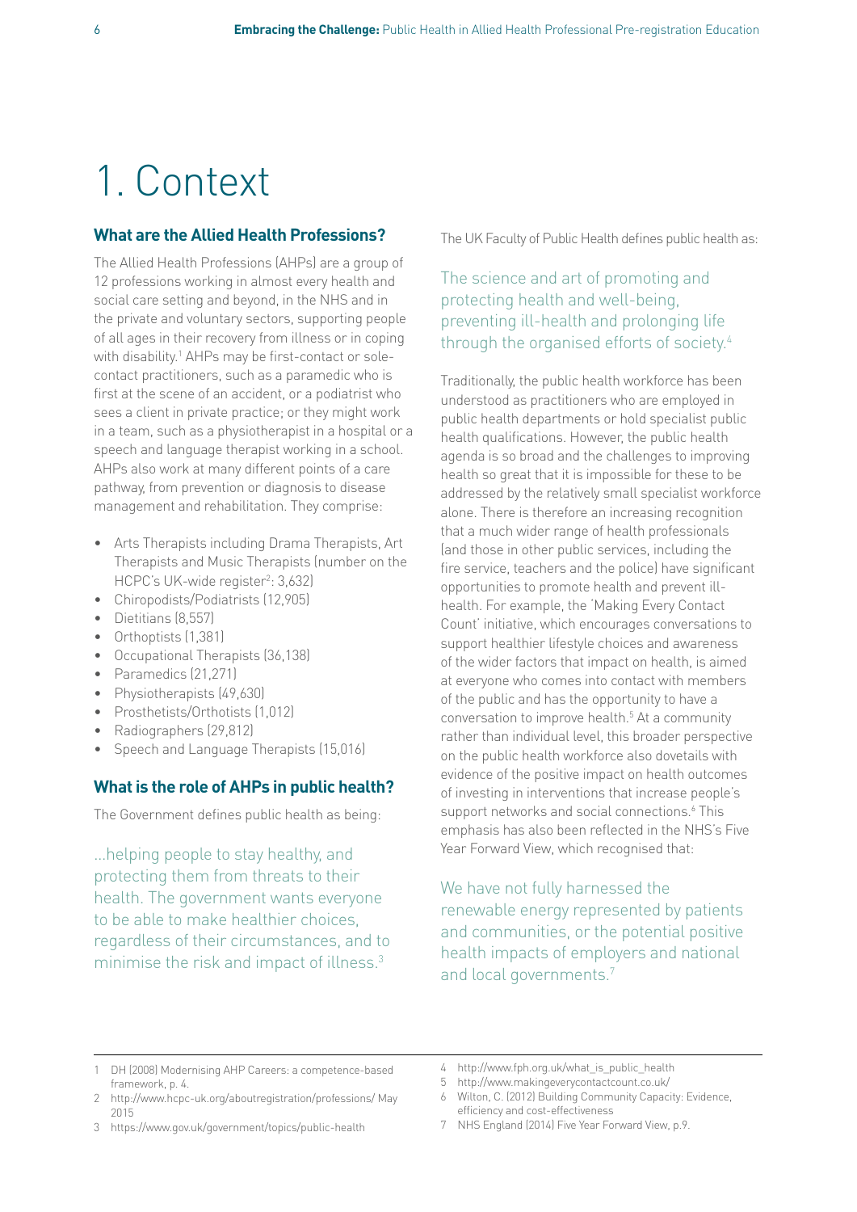# 1. Context

## What are the Allied Health Professions?

The Allied Health Professions (AHPs) are a group of 12 professions working in almost every health and social care setting and beyond, in the NHS and in the private and voluntary sectors, supporting people of all ages in their recovery from illness or in coping with disability.[1] AHPs may be first-contact or sole-contact practitioners, such as a paramedic who is first at the scene of an accident, or a podiatrist who sees a client in private practice; or they might work in a team, such as a physiotherapist in a hospital or a speech and language therapist working in a school. AHPs also work at many different points of a care pathway, from prevention or diagnosis to disease management and rehabilitation. They comprise:

- Arts Therapists including Drama Therapists, Art Therapists and Music Therapists (number on the HCPC's UK-wide register[2]: 3,632)
- Chiropodists/Podiatrists (12,905)
- Dietitians (8,557)
- Orthoptists (1,381)
- Occupational Therapists (36,138)
- Paramedics (21,271)
- Physiotherapists (49,630)
- Prosthetists/Orthotists (1,012)
- Radiographers (29,812)
- Speech and Language Therapists (15,016)

## What is the role of AHPs in public health?

The Government defines public health as being:

> ...helping people to stay healthy, and protecting them from threats to their health. The government wants everyone to be able to make healthier choices, regardless of their circumstances, and to minimise the risk and impact of illness.[3]

The UK Faculty of Public Health defines public health as:

> The science and art of promoting and protecting health and well-being, preventing ill-health and prolonging life through the organised efforts of society.[4]

Traditionally, the public health workforce has been understood as practitioners who are employed in public health departments or hold specialist public health qualifications. However, the public health agenda is so broad and the challenges to improving health so great that it is impossible for these to be addressed by the relatively small specialist workforce alone. There is therefore an increasing recognition that a much wider range of health professionals (and those in other public services, including the fire service, teachers and the police) have significant opportunities to promote health and prevent ill-health. For example, the 'Making Every Contact Count' initiative, which encourages conversations to support healthier lifestyle choices and awareness of the wider factors that impact on health, is aimed at everyone who comes into contact with members of the public and has the opportunity to have a conversation to improve health.[5] At a community rather than individual level, this broader perspective on the public health workforce also dovetails with evidence of the positive impact on health outcomes of investing in interventions that increase people's support networks and social connections.[6] This emphasis has also been reflected in the NHS's Five Year Forward View, which recognised that:

> We have not fully harnessed the renewable energy represented by patients and communities, or the potential positive health impacts of employers and national and local governments.[7]

---

1 DH (2008) Modernising AHP Careers: a competence-based framework, p. 4.

2 http://www.hcpc-uk.org/aboutregistration/professions/ May 2015

3 https://www.gov.uk/government/topics/public-health

4 http://www.fph.org.uk/what_is_public_health

5 http://www.makingeverycontactcount.co.uk/

6 Wilton, C. (2012) Building Community Capacity: Evidence, efficiency and cost-effectiveness

7 NHS England (2014) Five Year Forward View, p.9.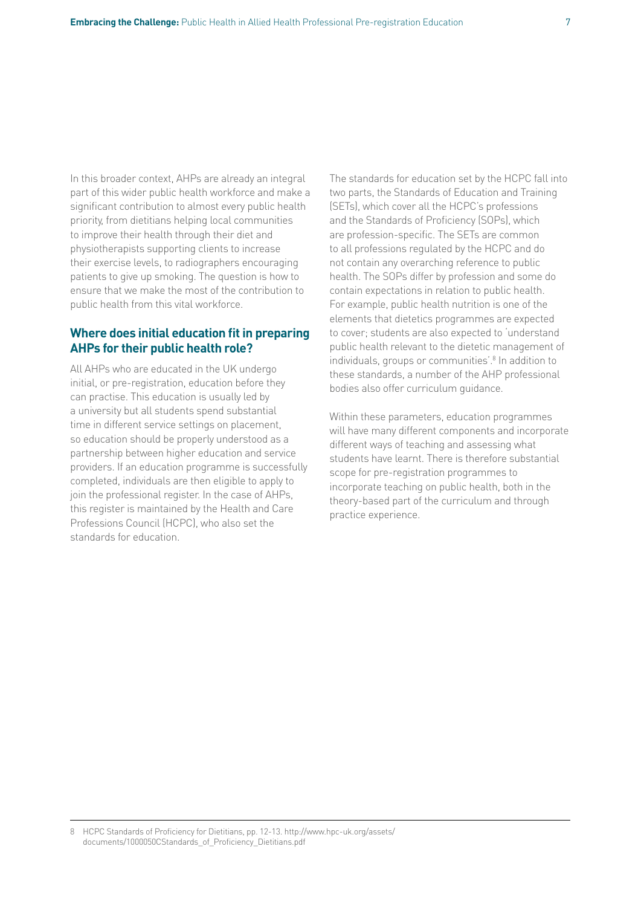In this broader context, AHPs are already an integral part of this wider public health workforce and make a significant contribution to almost every public health priority, from dietitians helping local communities to improve their health through their diet and physiotherapists supporting clients to increase their exercise levels, to radiographers encouraging patients to give up smoking. The question is how to ensure that we make the most of the contribution to public health from this vital workforce.

## Where does initial education fit in preparing AHPs for their public health role?

All AHPs who are educated in the UK undergo initial, or pre-registration, education before they can practise. This education is usually led by a university but all students spend substantial time in different service settings on placement, so education should be properly understood as a partnership between higher education and service providers. If an education programme is successfully completed, individuals are then eligible to apply to join the professional register. In the case of AHPs, this register is maintained by the Health and Care Professions Council (HCPC), who also set the standards for education.

The standards for education set by the HCPC fall into two parts, the Standards of Education and Training (SETs), which cover all the HCPC's professions and the Standards of Proficiency (SOPs), which are profession-specific. The SETs are common to all professions regulated by the HCPC and do not contain any overarching reference to public health. The SOPs differ by profession and some do contain expectations in relation to public health. For example, public health nutrition is one of the elements that dietetics programmes are expected to cover; students are also expected to 'understand public health relevant to the dietetic management of individuals, groups or communities'.[8] In addition to these standards, a number of the AHP professional bodies also offer curriculum guidance.

Within these parameters, education programmes will have many different components and incorporate different ways of teaching and assessing what students have learnt. There is therefore substantial scope for pre-registration programmes to incorporate teaching on public health, both in the theory-based part of the curriculum and through practice experience.

---

8 HCPC Standards of Proficiency for Dietitians, pp. 12-13. http://www.hpc-uk.org/assets/documents/1000050CStandards_of_Proficiency_Dietitians.pdf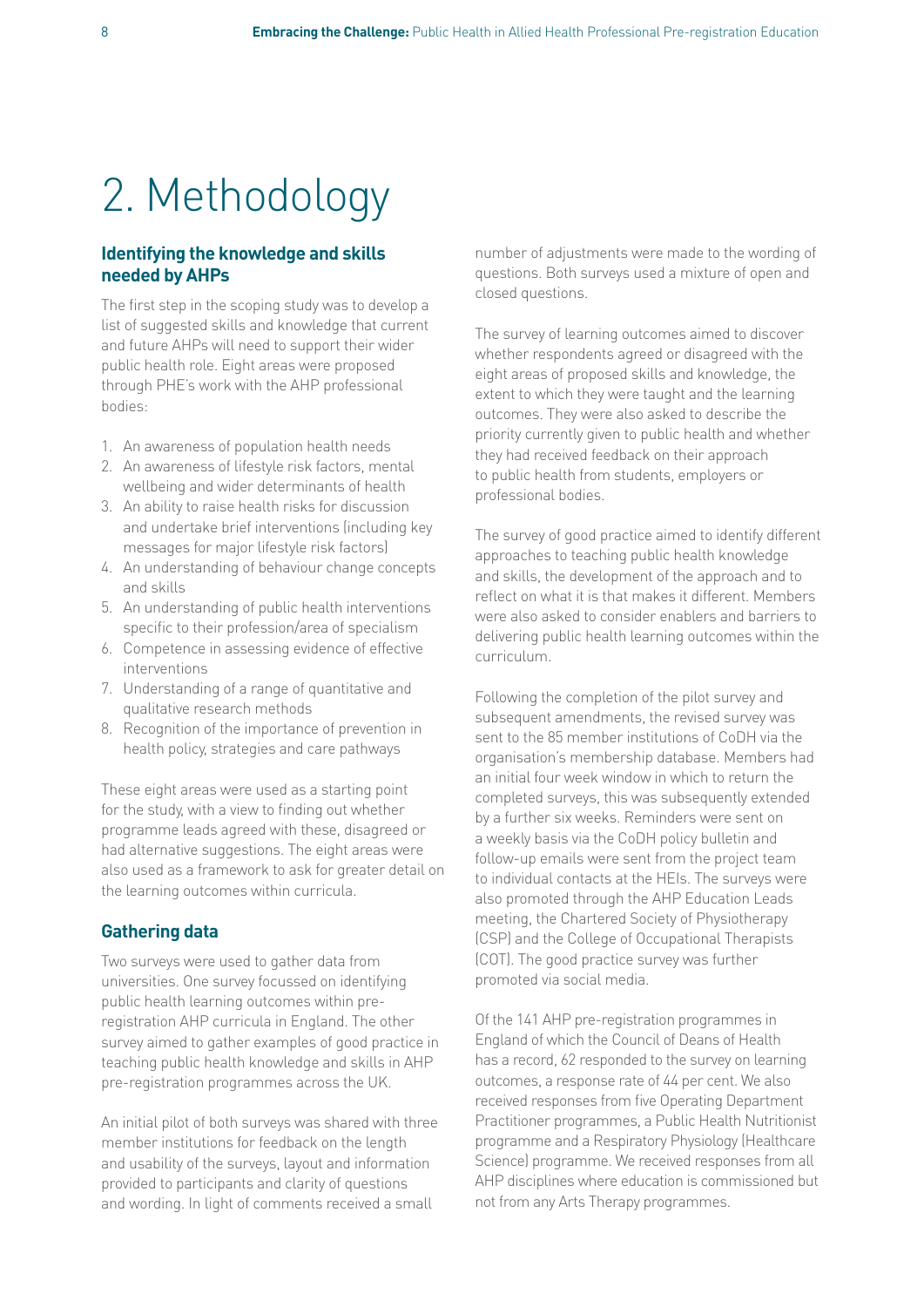# 2. Methodology

## Identifying the knowledge and skills needed by AHPs

The first step in the scoping study was to develop a list of suggested skills and knowledge that current and future AHPs will need to support their wider public health role. Eight areas were proposed through PHE's work with the AHP professional bodies:

1. An awareness of population health needs
2. An awareness of lifestyle risk factors, mental wellbeing and wider determinants of health
3. An ability to raise health risks for discussion and undertake brief interventions (including key messages for major lifestyle risk factors)
4. An understanding of behaviour change concepts and skills
5. An understanding of public health interventions specific to their profession/area of specialism
6. Competence in assessing evidence of effective interventions
7. Understanding of a range of quantitative and qualitative research methods
8. Recognition of the importance of prevention in health policy, strategies and care pathways

These eight areas were used as a starting point for the study, with a view to finding out whether programme leads agreed with these, disagreed or had alternative suggestions. The eight areas were also used as a framework to ask for greater detail on the learning outcomes within curricula.

## Gathering data

Two surveys were used to gather data from universities. One survey focussed on identifying public health learning outcomes within pre-registration AHP curricula in England. The other survey aimed to gather examples of good practice in teaching public health knowledge and skills in AHP pre-registration programmes across the UK.

An initial pilot of both surveys was shared with three member institutions for feedback on the length and usability of the surveys, layout and information provided to participants and clarity of questions and wording. In light of comments received a small number of adjustments were made to the wording of questions. Both surveys used a mixture of open and closed questions.

The survey of learning outcomes aimed to discover whether respondents agreed or disagreed with the eight areas of proposed skills and knowledge, the extent to which they were taught and the learning outcomes. They were also asked to describe the priority currently given to public health and whether they had received feedback on their approach to public health from students, employers or professional bodies.

The survey of good practice aimed to identify different approaches to teaching public health knowledge and skills, the development of the approach and to reflect on what it is that makes it different. Members were also asked to consider enablers and barriers to delivering public health learning outcomes within the curriculum.

Following the completion of the pilot survey and subsequent amendments, the revised survey was sent to the 85 member institutions of CoDH via the organisation's membership database. Members had an initial four week window in which to return the completed surveys, this was subsequently extended by a further six weeks. Reminders were sent on a weekly basis via the CoDH policy bulletin and follow-up emails were sent from the project team to individual contacts at the HEIs. The surveys were also promoted through the AHP Education Leads meeting, the Chartered Society of Physiotherapy (CSP) and the College of Occupational Therapists (COT). The good practice survey was further promoted via social media.

Of the 141 AHP pre-registration programmes in England of which the Council of Deans of Health has a record, 62 responded to the survey on learning outcomes, a response rate of 44 per cent. We also received responses from five Operating Department Practitioner programmes, a Public Health Nutritionist programme and a Respiratory Physiology (Healthcare Science) programme. We received responses from all AHP disciplines where education is commissioned but not from any Arts Therapy programmes.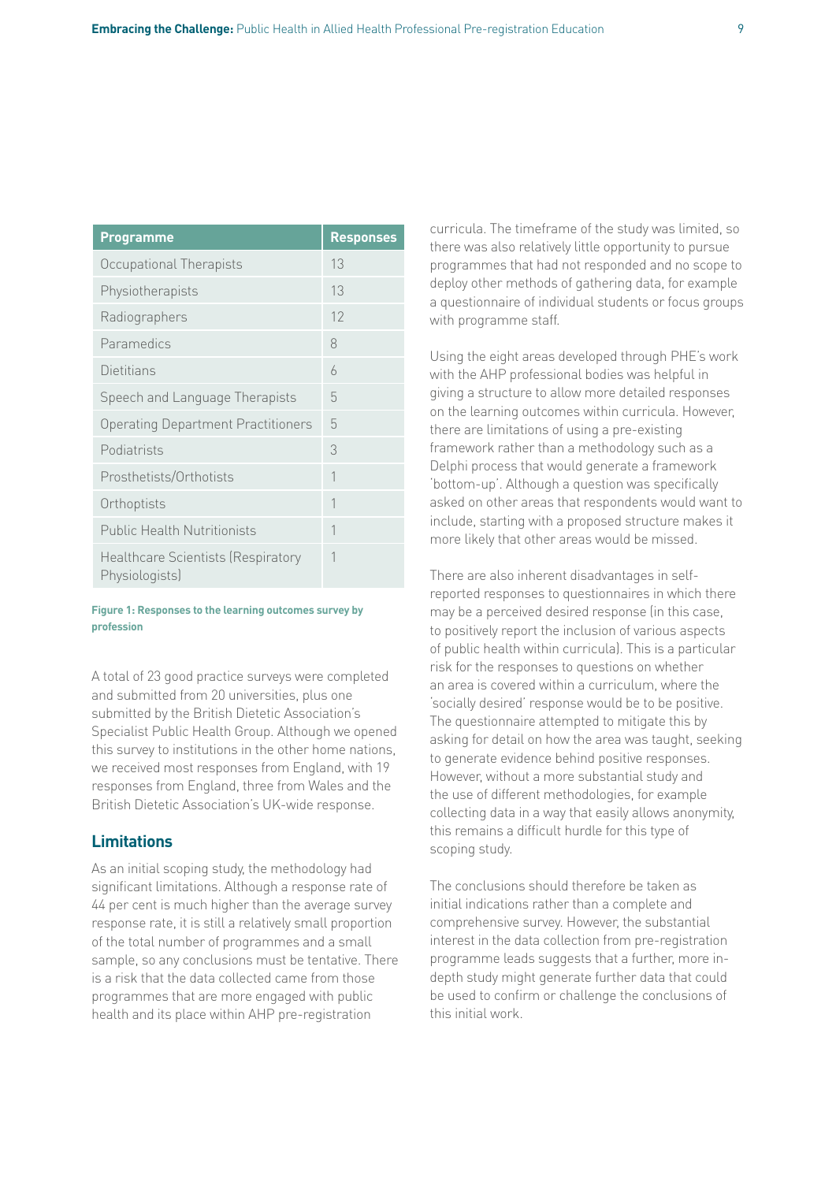| Programme | Responses |
|---|---|
| Occupational Therapists | 13 |
| Physiotherapists | 13 |
| Radiographers | 12 |
| Paramedics | 8 |
| Dietitians | 6 |
| Speech and Language Therapists | 5 |
| Operating Department Practitioners | 5 |
| Podiatrists | 3 |
| Prosthetists/Orthotists | 1 |
| Orthoptists | 1 |
| Public Health Nutritionists | 1 |
| Healthcare Scientists (Respiratory Physiologists) | 1 |

**Figure 1: Responses to the learning outcomes survey by profession**

A total of 23 good practice surveys were completed and submitted from 20 universities, plus one submitted by the British Dietetic Association's Specialist Public Health Group. Although we opened this survey to institutions in the other home nations, we received most responses from England, with 19 responses from England, three from Wales and the British Dietetic Association's UK-wide response.

## Limitations

As an initial scoping study, the methodology had significant limitations. Although a response rate of 44 per cent is much higher than the average survey response rate, it is still a relatively small proportion of the total number of programmes and a small sample, so any conclusions must be tentative. There is a risk that the data collected came from those programmes that are more engaged with public health and its place within AHP pre-registration curricula. The timeframe of the study was limited, so there was also relatively little opportunity to pursue programmes that had not responded and no scope to deploy other methods of gathering data, for example a questionnaire of individual students or focus groups with programme staff.

Using the eight areas developed through PHE's work with the AHP professional bodies was helpful in giving a structure to allow more detailed responses on the learning outcomes within curricula. However, there are limitations of using a pre-existing framework rather than a methodology such as a Delphi process that would generate a framework 'bottom-up'. Although a question was specifically asked on other areas that respondents would want to include, starting with a proposed structure makes it more likely that other areas would be missed.

There are also inherent disadvantages in self-reported responses to questionnaires in which there may be a perceived desired response (in this case, to positively report the inclusion of various aspects of public health within curricula). This is a particular risk for the responses to questions on whether an area is covered within a curriculum, where the 'socially desired' response would be to be positive. The questionnaire attempted to mitigate this by asking for detail on how the area was taught, seeking to generate evidence behind positive responses. However, without a more substantial study and the use of different methodologies, for example collecting data in a way that easily allows anonymity, this remains a difficult hurdle for this type of scoping study.

The conclusions should therefore be taken as initial indications rather than a complete and comprehensive survey. However, the substantial interest in the data collection from pre-registration programme leads suggests that a further, more in-depth study might generate further data that could be used to confirm or challenge the conclusions of this initial work.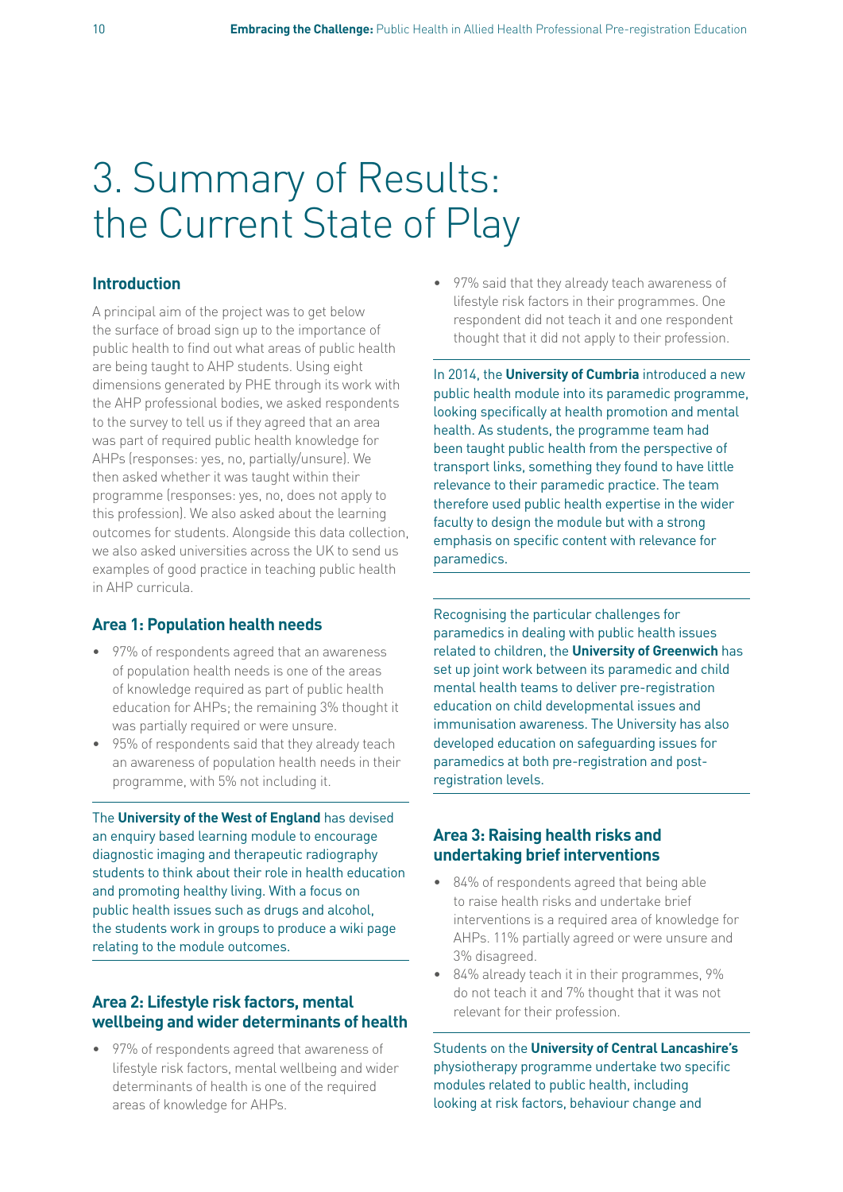# 3. Summary of Results: the Current State of Play

## Introduction

A principal aim of the project was to get below the surface of broad sign up to the importance of public health to find out what areas of public health are being taught to AHP students. Using eight dimensions generated by PHE through its work with the AHP professional bodies, we asked respondents to the survey to tell us if they agreed that an area was part of required public health knowledge for AHPs (responses: yes, no, partially/unsure). We then asked whether it was taught within their programme (responses: yes, no, does not apply to this profession). We also asked about the learning outcomes for students. Alongside this data collection, we also asked universities across the UK to send us examples of good practice in teaching public health in AHP curricula.

## Area 1: Population health needs

- 97% of respondents agreed that an awareness of population health needs is one of the areas of knowledge required as part of public health education for AHPs; the remaining 3% thought it was partially required or were unsure.
- 95% of respondents said that they already teach an awareness of population health needs in their programme, with 5% not including it.

The **University of the West of England** has devised an enquiry based learning module to encourage diagnostic imaging and therapeutic radiography students to think about their role in health education and promoting healthy living. With a focus on public health issues such as drugs and alcohol, the students work in groups to produce a wiki page relating to the module outcomes.

## Area 2: Lifestyle risk factors, mental wellbeing and wider determinants of health

- 97% of respondents agreed that awareness of lifestyle risk factors, mental wellbeing and wider determinants of health is one of the required areas of knowledge for AHPs.
- 97% said that they already teach awareness of lifestyle risk factors in their programmes. One respondent did not teach it and one respondent thought that it did not apply to their profession.

In 2014, the **University of Cumbria** introduced a new public health module into its paramedic programme, looking specifically at health promotion and mental health. As students, the programme team had been taught public health from the perspective of transport links, something they found to have little relevance to their paramedic practice. The team therefore used public health expertise in the wider faculty to design the module but with a strong emphasis on specific content with relevance for paramedics.

Recognising the particular challenges for paramedics in dealing with public health issues related to children, the **University of Greenwich** has set up joint work between its paramedic and child mental health teams to deliver pre-registration education on child developmental issues and immunisation awareness. The University has also developed education on safeguarding issues for paramedics at both pre-registration and post-registration levels.

## Area 3: Raising health risks and undertaking brief interventions

- 84% of respondents agreed that being able to raise health risks and undertake brief interventions is a required area of knowledge for AHPs. 11% partially agreed or were unsure and 3% disagreed.
- 84% already teach it in their programmes, 9% do not teach it and 7% thought that it was not relevant for their profession.

Students on the **University of Central Lancashire's** physiotherapy programme undertake two specific modules related to public health, including looking at risk factors, behaviour change and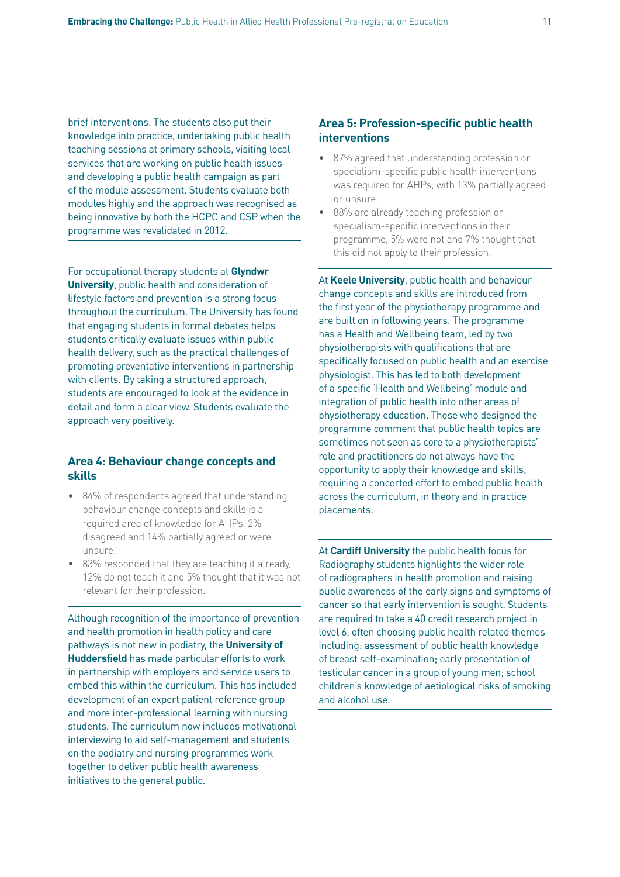brief interventions. The students also put their knowledge into practice, undertaking public health teaching sessions at primary schools, visiting local services that are working on public health issues and developing a public health campaign as part of the module assessment. Students evaluate both modules highly and the approach was recognised as being innovative by both the HCPC and CSP when the programme was revalidated in 2012.

For occupational therapy students at **Glyndwr University**, public health and consideration of lifestyle factors and prevention is a strong focus throughout the curriculum. The University has found that engaging students in formal debates helps students critically evaluate issues within public health delivery, such as the practical challenges of promoting preventative interventions in partnership with clients. By taking a structured approach, students are encouraged to look at the evidence in detail and form a clear view. Students evaluate the approach very positively.

## Area 4: Behaviour change concepts and skills

- 84% of respondents agreed that understanding behaviour change concepts and skills is a required area of knowledge for AHPs. 2% disagreed and 14% partially agreed or were unsure.
- 83% responded that they are teaching it already, 12% do not teach it and 5% thought that it was not relevant for their profession.

Although recognition of the importance of prevention and health promotion in health policy and care pathways is not new in podiatry, the **University of Huddersfield** has made particular efforts to work in partnership with employers and service users to embed this within the curriculum. This has included development of an expert patient reference group and more inter-professional learning with nursing students. The curriculum now includes motivational interviewing to aid self-management and students on the podiatry and nursing programmes work together to deliver public health awareness initiatives to the general public.

## Area 5: Profession-specific public health interventions

- 87% agreed that understanding profession or specialism-specific public health interventions was required for AHPs, with 13% partially agreed or unsure.
- 88% are already teaching profession or specialism-specific interventions in their programme, 5% were not and 7% thought that this did not apply to their profession.

At **Keele University**, public health and behaviour change concepts and skills are introduced from the first year of the physiotherapy programme and are built on in following years. The programme has a Health and Wellbeing team, led by two physiotherapists with qualifications that are specifically focused on public health and an exercise physiologist. This has led to both development of a specific 'Health and Wellbeing' module and integration of public health into other areas of physiotherapy education. Those who designed the programme comment that public health topics are sometimes not seen as core to a physiotherapists' role and practitioners do not always have the opportunity to apply their knowledge and skills, requiring a concerted effort to embed public health across the curriculum, in theory and in practice placements.

At **Cardiff University** the public health focus for Radiography students highlights the wider role of radiographers in health promotion and raising public awareness of the early signs and symptoms of cancer so that early intervention is sought. Students are required to take a 40 credit research project in level 6, often choosing public health related themes including: assessment of public health knowledge of breast self-examination; early presentation of testicular cancer in a group of young men; school children's knowledge of aetiological risks of smoking and alcohol use.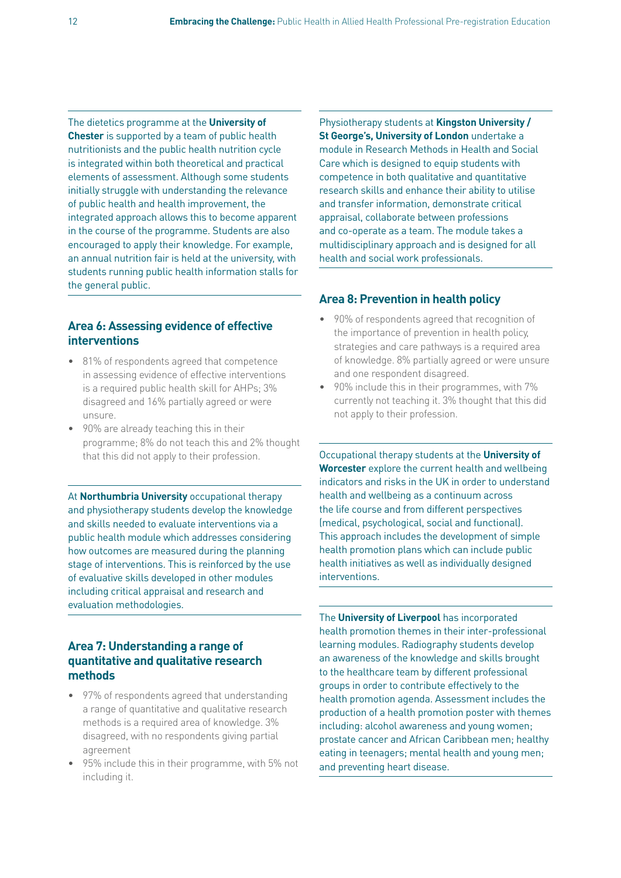The dietetics programme at the **University of Chester** is supported by a team of public health nutritionists and the public health nutrition cycle is integrated within both theoretical and practical elements of assessment. Although some students initially struggle with understanding the relevance of public health and health improvement, the integrated approach allows this to become apparent in the course of the programme. Students are also encouraged to apply their knowledge. For example, an annual nutrition fair is held at the university, with students running public health information stalls for the general public.

## Area 6: Assessing evidence of effective interventions

- 81% of respondents agreed that competence in assessing evidence of effective interventions is a required public health skill for AHPs; 3% disagreed and 16% partially agreed or were unsure.
- 90% are already teaching this in their programme; 8% do not teach this and 2% thought that this did not apply to their profession.

At **Northumbria University** occupational therapy and physiotherapy students develop the knowledge and skills needed to evaluate interventions via a public health module which addresses considering how outcomes are measured during the planning stage of interventions. This is reinforced by the use of evaluative skills developed in other modules including critical appraisal and research and evaluation methodologies.

## Area 7: Understanding a range of quantitative and qualitative research methods

- 97% of respondents agreed that understanding a range of quantitative and qualitative research methods is a required area of knowledge. 3% disagreed, with no respondents giving partial agreement
- 95% include this in their programme, with 5% not including it.

Physiotherapy students at **Kingston University / St George's, University of London** undertake a module in Research Methods in Health and Social Care which is designed to equip students with competence in both qualitative and quantitative research skills and enhance their ability to utilise and transfer information, demonstrate critical appraisal, collaborate between professions and co-operate as a team. The module takes a multidisciplinary approach and is designed for all health and social work professionals.

## Area 8: Prevention in health policy

- 90% of respondents agreed that recognition of the importance of prevention in health policy, strategies and care pathways is a required area of knowledge. 8% partially agreed or were unsure and one respondent disagreed.
- 90% include this in their programmes, with 7% currently not teaching it. 3% thought that this did not apply to their profession.

Occupational therapy students at the **University of Worcester** explore the current health and wellbeing indicators and risks in the UK in order to understand health and wellbeing as a continuum across the life course and from different perspectives (medical, psychological, social and functional). This approach includes the development of simple health promotion plans which can include public health initiatives as well as individually designed interventions.

The **University of Liverpool** has incorporated health promotion themes in their inter-professional learning modules. Radiography students develop an awareness of the knowledge and skills brought to the healthcare team by different professional groups in order to contribute effectively to the health promotion agenda. Assessment includes the production of a health promotion poster with themes including: alcohol awareness and young women; prostate cancer and African Caribbean men; healthy eating in teenagers; mental health and young men; and preventing heart disease.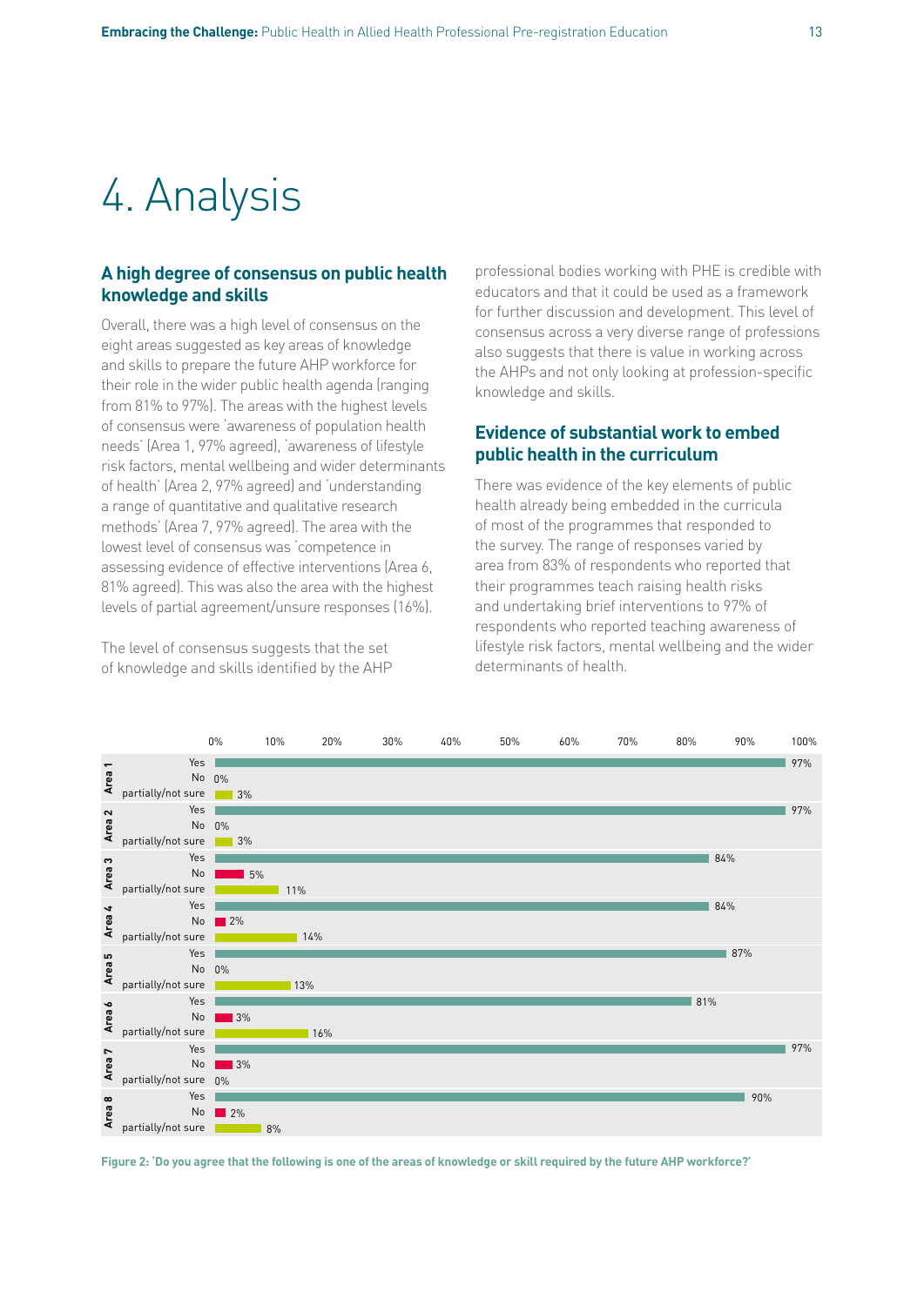# 4. Analysis

## A high degree of consensus on public health knowledge and skills

Overall, there was a high level of consensus on the eight areas suggested as key areas of knowledge and skills to prepare the future AHP workforce for their role in the wider public health agenda (ranging from 81% to 97%). The areas with the highest levels of consensus were 'awareness of population health needs' (Area 1, 97% agreed), 'awareness of lifestyle risk factors, mental wellbeing and wider determinants of health' (Area 2, 97% agreed) and 'understanding a range of quantitative and qualitative research methods' (Area 7, 97% agreed). The area with the lowest level of consensus was 'competence in assessing evidence of effective interventions (Area 6, 81% agreed). This was also the area with the highest levels of partial agreement/unsure responses (16%).

The level of consensus suggests that the set of knowledge and skills identified by the AHP professional bodies working with PHE is credible with educators and that it could be used as a framework for further discussion and development. This level of consensus across a very diverse range of professions also suggests that there is value in working across the AHPs and not only looking at profession-specific knowledge and skills.

## Evidence of substantial work to embed public health in the curriculum

There was evidence of the key elements of public health already being embedded in the curricula of most of the programmes that responded to the survey. The range of responses varied by area from 83% of respondents who reported that their programmes teach raising health risks and undertaking brief interventions to 97% of respondents who reported teaching awareness of lifestyle risk factors, mental wellbeing and the wider determinants of health.

| Area | Yes | No | partially/not sure |
|---|---|---|---|
| Area 1 | 97% | 0% | 3% |
| Area 2 | 97% | 0% | 3% |
| Area 3 | 84% | 5% | 11% |
| Area 4 | 84% | 2% | 14% |
| Area 5 | 87% | 0% | 13% |
| Area 6 | 81% | 3% | 16% |
| Area 7 | 97% | 3% | 0% |
| Area 8 | 90% | 2% | 8% |

**Figure 2: 'Do you agree that the following is one of the areas of knowledge or skill required by the future AHP workforce?'**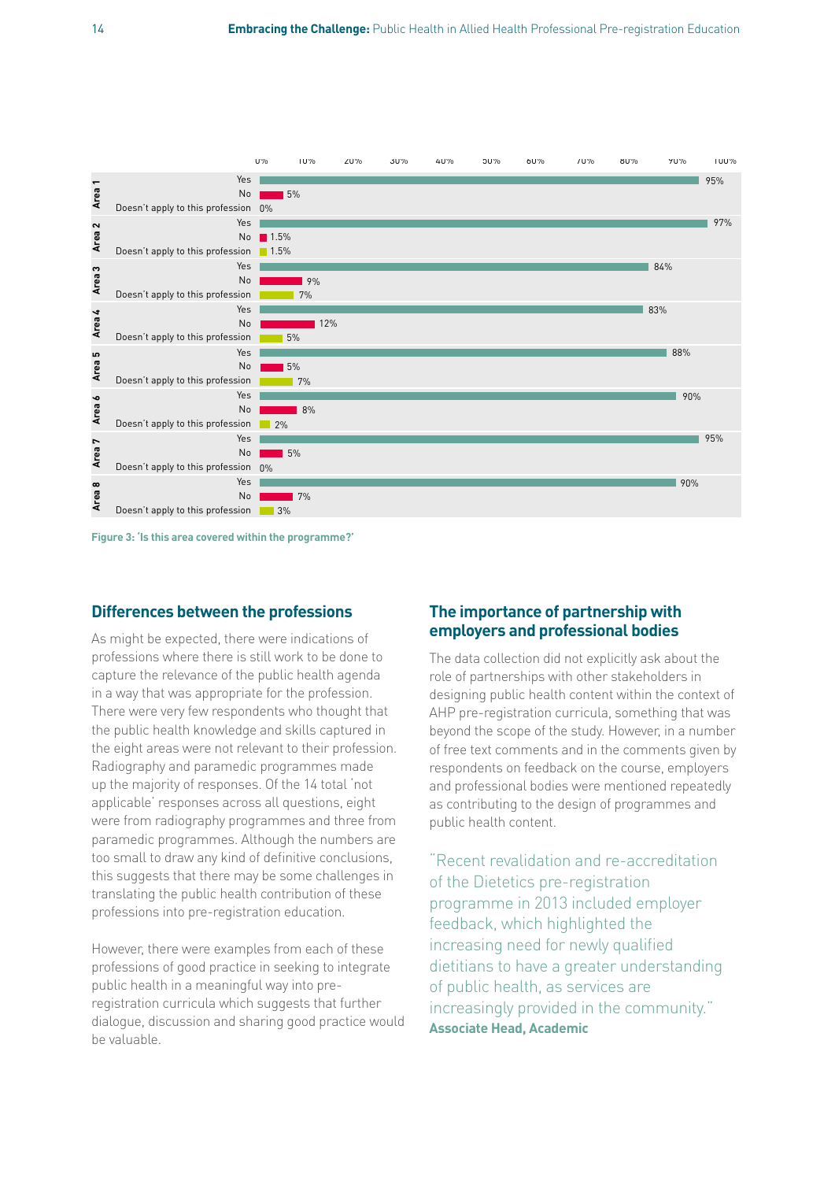| Area | Yes | No | Doesn't apply to this profession |
|---|---|---|---|
| Area 1 | 95% | 5% | 0% |
| Area 2 | 97% | 1.5% | 1.5% |
| Area 3 | 84% | 9% | 7% |
| Area 4 | 83% | 12% | 5% |
| Area 5 | 88% | 5% | 7% |
| Area 6 | 90% | 8% | 2% |
| Area 7 | 95% | 5% | 0% |
| Area 8 | 90% | 7% | 3% |

**Figure 3: 'Is this area covered within the programme?'**

## Differences between the professions

As might be expected, there were indications of professions where there is still work to be done to capture the relevance of the public health agenda in a way that was appropriate for the profession. There were very few respondents who thought that the public health knowledge and skills captured in the eight areas were not relevant to their profession. Radiography and paramedic programmes made up the majority of responses. Of the 14 total 'not applicable' responses across all questions, eight were from radiography programmes and three from paramedic programmes. Although the numbers are too small to draw any kind of definitive conclusions, this suggests that there may be some challenges in translating the public health contribution of these professions into pre-registration education.

However, there were examples from each of these professions of good practice in seeking to integrate public health in a meaningful way into pre-registration curricula which suggests that further dialogue, discussion and sharing good practice would be valuable.

## The importance of partnership with employers and professional bodies

The data collection did not explicitly ask about the role of partnerships with other stakeholders in designing public health content within the context of AHP pre-registration curricula, something that was beyond the scope of the study. However, in a number of free text comments and in the comments given by respondents on feedback on the course, employers and professional bodies were mentioned repeatedly as contributing to the design of programmes and public health content.

> "Recent revalidation and re-accreditation of the Dietetics pre-registration programme in 2013 included employer feedback, which highlighted the increasing need for newly qualified dietitians to have a greater understanding of public health, as services are increasingly provided in the community."
> **Associate Head, Academic**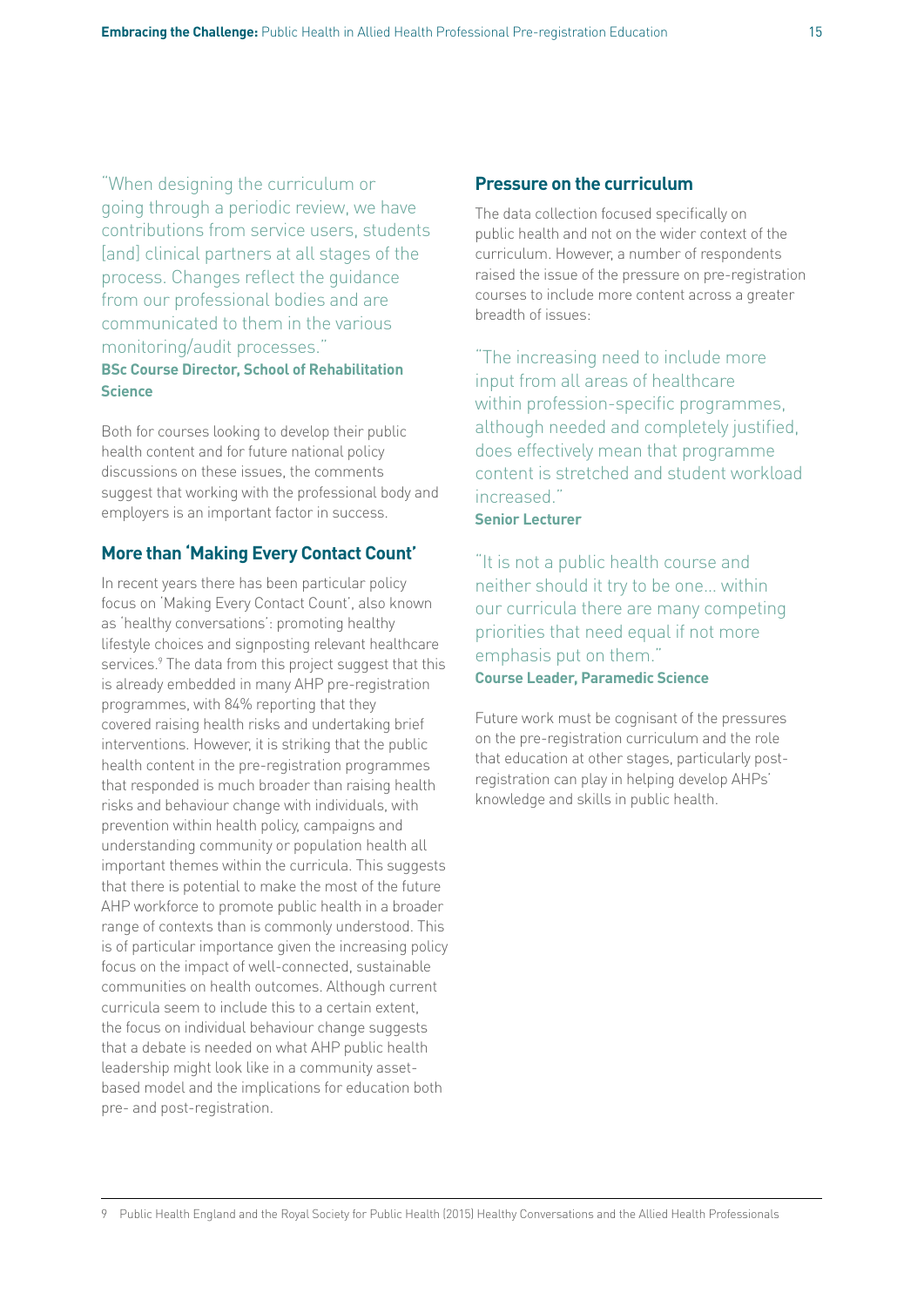"When designing the curriculum or going through a periodic review, we have contributions from service users, students [and] clinical partners at all stages of the process. Changes reflect the guidance from our professional bodies and are communicated to them in the various monitoring/audit processes."
**BSc Course Director, School of Rehabilitation Science**

Both for courses looking to develop their public health content and for future national policy discussions on these issues, the comments suggest that working with the professional body and employers is an important factor in success.

## More than 'Making Every Contact Count'

In recent years there has been particular policy focus on 'Making Every Contact Count', also known as 'healthy conversations': promoting healthy lifestyle choices and signposting relevant healthcare services.[9] The data from this project suggest that this is already embedded in many AHP pre-registration programmes, with 84% reporting that they covered raising health risks and undertaking brief interventions. However, it is striking that the public health content in the pre-registration programmes that responded is much broader than raising health risks and behaviour change with individuals, with prevention within health policy, campaigns and understanding community or population health all important themes within the curricula. This suggests that there is potential to make the most of the future AHP workforce to promote public health in a broader range of contexts than is commonly understood. This is of particular importance given the increasing policy focus on the impact of well-connected, sustainable communities on health outcomes. Although current curricula seem to include this to a certain extent, the focus on individual behaviour change suggests that a debate is needed on what AHP public health leadership might look like in a community asset-based model and the implications for education both pre- and post-registration.

## Pressure on the curriculum

The data collection focused specifically on public health and not on the wider context of the curriculum. However, a number of respondents raised the issue of the pressure on pre-registration courses to include more content across a greater breadth of issues:

"The increasing need to include more input from all areas of healthcare within profession-specific programmes, although needed and completely justified, does effectively mean that programme content is stretched and student workload increased."
**Senior Lecturer**

"It is not a public health course and neither should it try to be one… within our curricula there are many competing priorities that need equal if not more emphasis put on them."
**Course Leader, Paramedic Science**

Future work must be cognisant of the pressures on the pre-registration curriculum and the role that education at other stages, particularly post-registration can play in helping develop AHPs' knowledge and skills in public health.

9 Public Health England and the Royal Society for Public Health (2015) Healthy Conversations and the Allied Health Professionals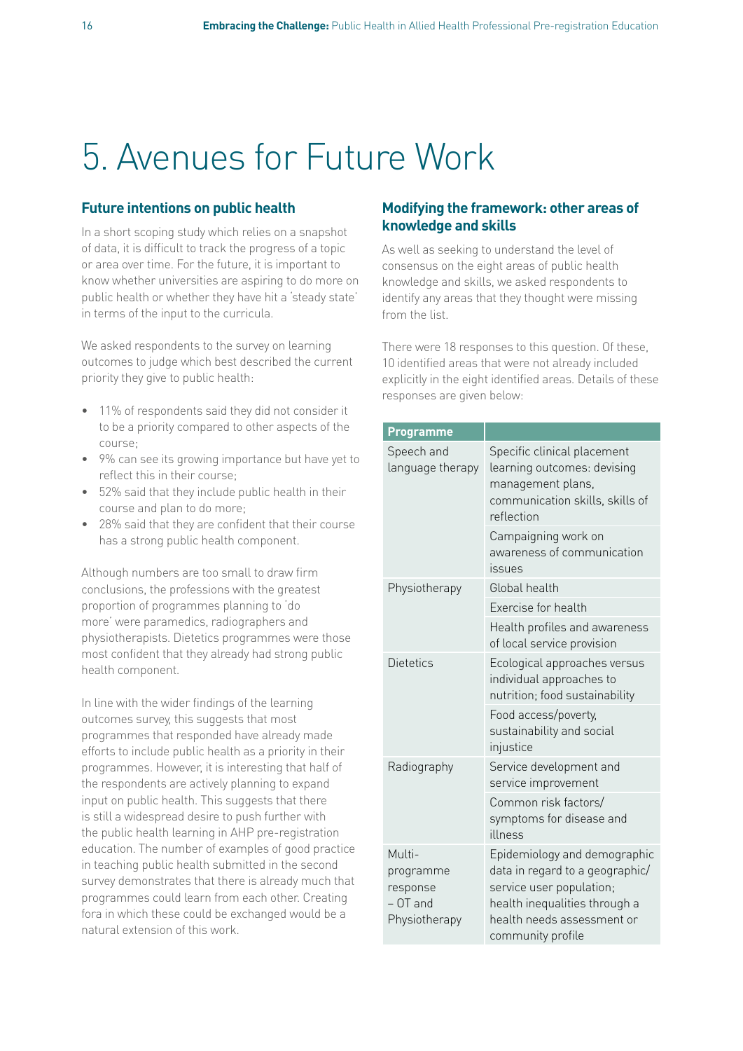# 5. Avenues for Future Work

## Future intentions on public health

In a short scoping study which relies on a snapshot of data, it is difficult to track the progress of a topic or area over time. For the future, it is important to know whether universities are aspiring to do more on public health or whether they have hit a 'steady state' in terms of the input to the curricula.

We asked respondents to the survey on learning outcomes to judge which best described the current priority they give to public health:

- 11% of respondents said they did not consider it to be a priority compared to other aspects of the course;
- 9% can see its growing importance but have yet to reflect this in their course;
- 52% said that they include public health in their course and plan to do more;
- 28% said that they are confident that their course has a strong public health component.

Although numbers are too small to draw firm conclusions, the professions with the greatest proportion of programmes planning to 'do more' were paramedics, radiographers and physiotherapists. Dietetics programmes were those most confident that they already had strong public health component.

In line with the wider findings of the learning outcomes survey, this suggests that most programmes that responded have already made efforts to include public health as a priority in their programmes. However, it is interesting that half of the respondents are actively planning to expand input on public health. This suggests that there is still a widespread desire to push further with the public health learning in AHP pre-registration education. The number of examples of good practice in teaching public health submitted in the second survey demonstrates that there is already much that programmes could learn from each other. Creating fora in which these could be exchanged would be a natural extension of this work.

## Modifying the framework: other areas of knowledge and skills

As well as seeking to understand the level of consensus on the eight areas of public health knowledge and skills, we asked respondents to identify any areas that they thought were missing from the list.

There were 18 responses to this question. Of these, 10 identified areas that were not already included explicitly in the eight identified areas. Details of these responses are given below:

| Programme | |
|---|---|
| Speech and language therapy | Specific clinical placement learning outcomes: devising management plans, communication skills, skills of reflection |
| | Campaigning work on awareness of communication issues |
| Physiotherapy | Global health |
| | Exercise for health |
| | Health profiles and awareness of local service provision |
| Dietetics | Ecological approaches versus individual approaches to nutrition; food sustainability |
| | Food access/poverty, sustainability and social injustice |
| Radiography | Service development and service improvement |
| | Common risk factors/ symptoms for disease and illness |
| Multi-programme response – OT and Physiotherapy | Epidemiology and demographic data in regard to a geographic/ service user population; health inequalities through a health needs assessment or community profile |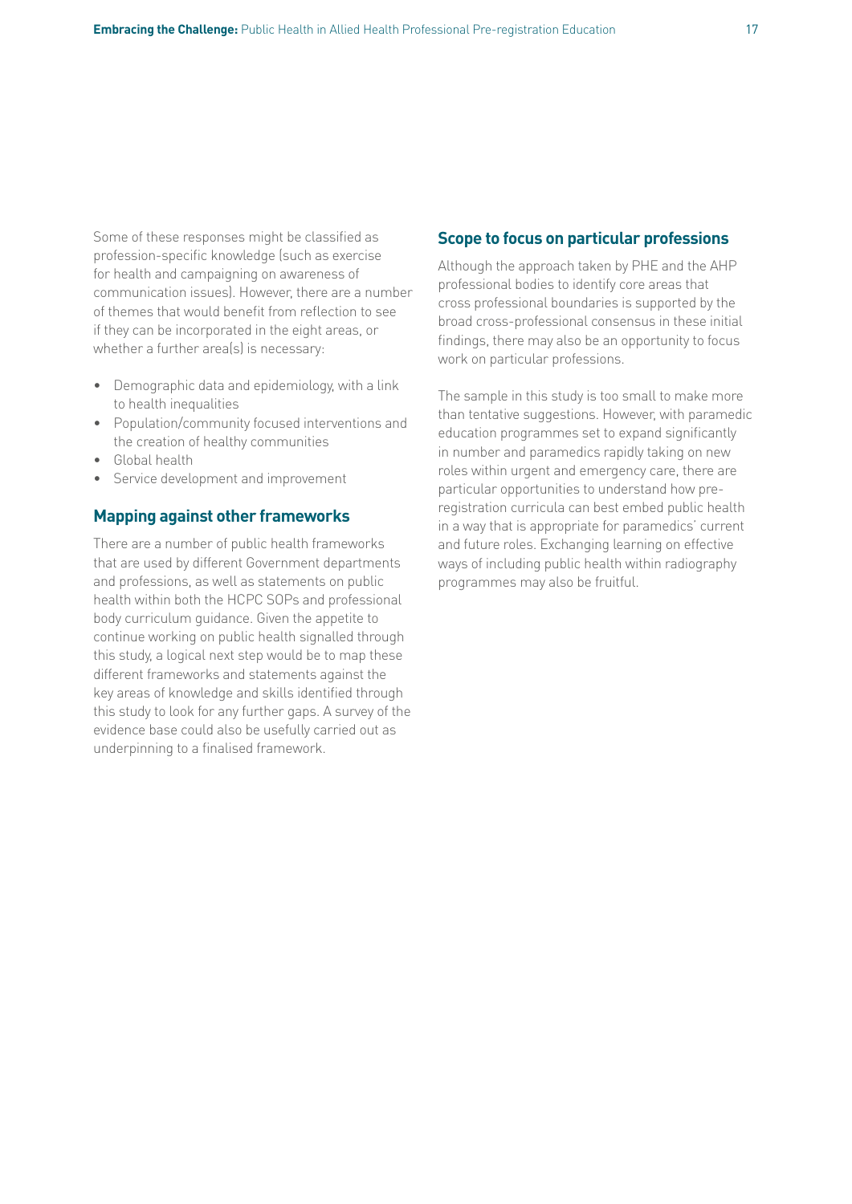Some of these responses might be classified as profession-specific knowledge (such as exercise for health and campaigning on awareness of communication issues). However, there are a number of themes that would benefit from reflection to see if they can be incorporated in the eight areas, or whether a further area(s) is necessary:

- Demographic data and epidemiology, with a link to health inequalities
- Population/community focused interventions and the creation of healthy communities
- Global health
- Service development and improvement

## Mapping against other frameworks

There are a number of public health frameworks that are used by different Government departments and professions, as well as statements on public health within both the HCPC SOPs and professional body curriculum guidance. Given the appetite to continue working on public health signalled through this study, a logical next step would be to map these different frameworks and statements against the key areas of knowledge and skills identified through this study to look for any further gaps. A survey of the evidence base could also be usefully carried out as underpinning to a finalised framework.

## Scope to focus on particular professions

Although the approach taken by PHE and the AHP professional bodies to identify core areas that cross professional boundaries is supported by the broad cross-professional consensus in these initial findings, there may also be an opportunity to focus work on particular professions.

The sample in this study is too small to make more than tentative suggestions. However, with paramedic education programmes set to expand significantly in number and paramedics rapidly taking on new roles within urgent and emergency care, there are particular opportunities to understand how pre-registration curricula can best embed public health in a way that is appropriate for paramedics' current and future roles. Exchanging learning on effective ways of including public health within radiography programmes may also be fruitful.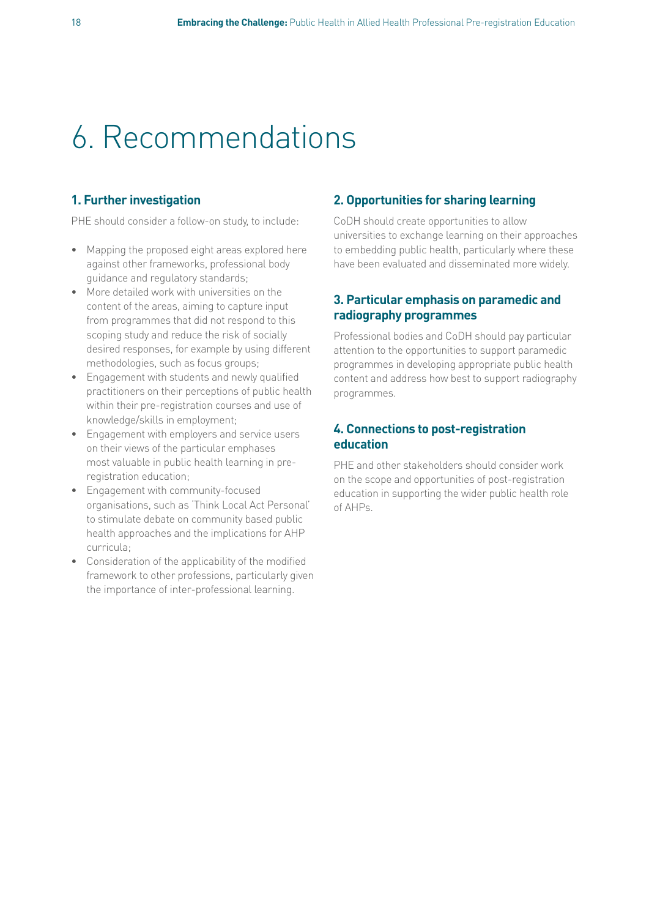# 6. Recommendations

### 1. Further investigation

PHE should consider a follow-on study, to include:

- Mapping the proposed eight areas explored here against other frameworks, professional body guidance and regulatory standards;
- More detailed work with universities on the content of the areas, aiming to capture input from programmes that did not respond to this scoping study and reduce the risk of socially desired responses, for example by using different methodologies, such as focus groups;
- Engagement with students and newly qualified practitioners on their perceptions of public health within their pre-registration courses and use of knowledge/skills in employment;
- Engagement with employers and service users on their views of the particular emphases most valuable in public health learning in pre-registration education;
- Engagement with community-focused organisations, such as 'Think Local Act Personal' to stimulate debate on community based public health approaches and the implications for AHP curricula;
- Consideration of the applicability of the modified framework to other professions, particularly given the importance of inter-professional learning.

### 2. Opportunities for sharing learning

CoDH should create opportunities to allow universities to exchange learning on their approaches to embedding public health, particularly where these have been evaluated and disseminated more widely.

### 3. Particular emphasis on paramedic and radiography programmes

Professional bodies and CoDH should pay particular attention to the opportunities to support paramedic programmes in developing appropriate public health content and address how best to support radiography programmes.

### 4. Connections to post-registration education

PHE and other stakeholders should consider work on the scope and opportunities of post-registration education in supporting the wider public health role of AHPs.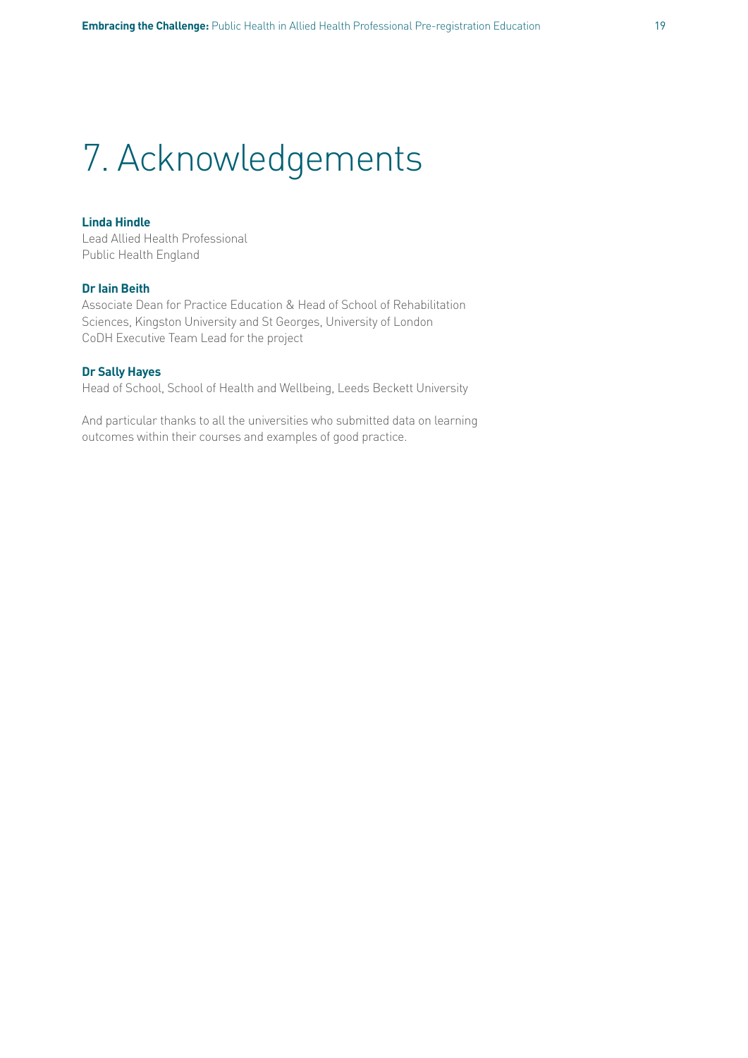# 7. Acknowledgements

**Linda Hindle**
Lead Allied Health Professional
Public Health England

**Dr Iain Beith**
Associate Dean for Practice Education & Head of School of Rehabilitation Sciences, Kingston University and St Georges, University of London
CoDH Executive Team Lead for the project

**Dr Sally Hayes**
Head of School, School of Health and Wellbeing, Leeds Beckett University

And particular thanks to all the universities who submitted data on learning outcomes within their courses and examples of good practice.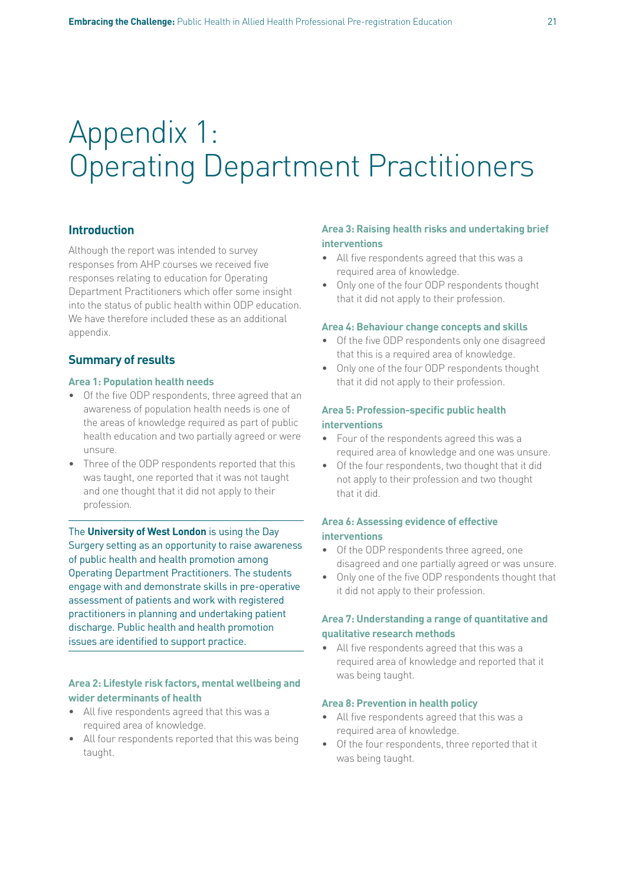# Appendix 1: Operating Department Practitioners

## Introduction

Although the report was intended to survey responses from AHP courses we received five responses relating to education for Operating Department Practitioners which offer some insight into the status of public health within ODP education. We have therefore included these as an additional appendix.

## Summary of results

### Area 1: Population health needs

- Of the five ODP respondents, three agreed that an awareness of population health needs is one of the areas of knowledge required as part of public health education and two partially agreed or were unsure.
- Three of the ODP respondents reported that this was taught, one reported that it was not taught and one thought that it did not apply to their profession.

The **University of West London** is using the Day Surgery setting as an opportunity to raise awareness of public health and health promotion among Operating Department Practitioners. The students engage with and demonstrate skills in pre-operative assessment of patients and work with registered practitioners in planning and undertaking patient discharge. Public health and health promotion issues are identified to support practice.

### Area 2: Lifestyle risk factors, mental wellbeing and wider determinants of health

- All five respondents agreed that this was a required area of knowledge.
- All four respondents reported that this was being taught.

### Area 3: Raising health risks and undertaking brief interventions

- All five respondents agreed that this was a required area of knowledge.
- Only one of the four ODP respondents thought that it did not apply to their profession.

### Area 4: Behaviour change concepts and skills

- Of the five ODP respondents only one disagreed that this is a required area of knowledge.
- Only one of the four ODP respondents thought that it did not apply to their profession.

### Area 5: Profession-specific public health interventions

- Four of the respondents agreed this was a required area of knowledge and one was unsure.
- Of the four respondents, two thought that it did not apply to their profession and two thought that it did.

### Area 6: Assessing evidence of effective interventions

- Of the ODP respondents three agreed, one disagreed and one partially agreed or was unsure.
- Only one of the five ODP respondents thought that it did not apply to their profession.

### Area 7: Understanding a range of quantitative and qualitative research methods

- All five respondents agreed that this was a required area of knowledge and reported that it was being taught.

### Area 8: Prevention in health policy

- All five respondents agreed that this was a required area of knowledge.
- Of the four respondents, three reported that it was being taught.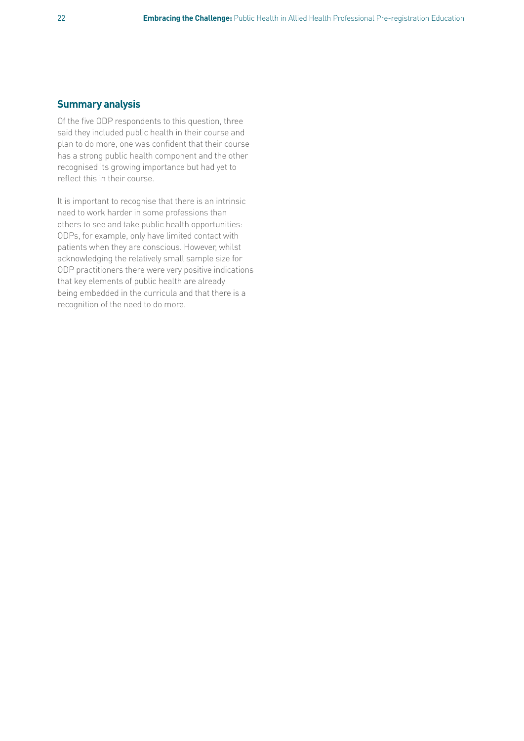## Summary analysis

Of the five ODP respondents to this question, three said they included public health in their course and plan to do more, one was confident that their course has a strong public health component and the other recognised its growing importance but had yet to reflect this in their course.

It is important to recognise that there is an intrinsic need to work harder in some professions than others to see and take public health opportunities: ODPs, for example, only have limited contact with patients when they are conscious. However, whilst acknowledging the relatively small sample size for ODP practitioners there were very positive indications that key elements of public health are already being embedded in the curricula and that there is a recognition of the need to do more.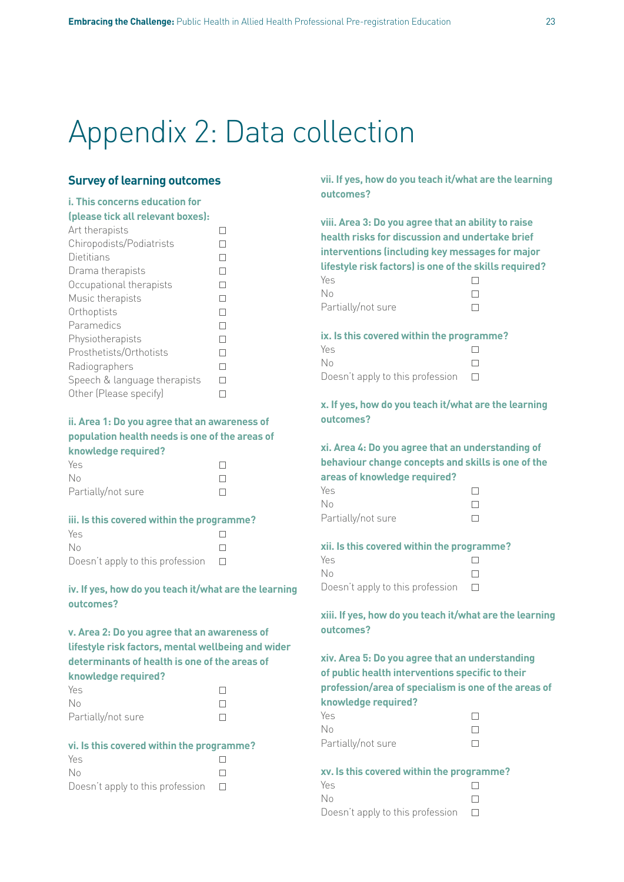// Appendix 2: Data collection

## Survey of learning outcomes

**i. This concerns education for (please tick all relevant boxes):**

- Art therapists ☐
- Chiropodists/Podiatrists ☐
- Dietitians ☐
- Drama therapists ☐
- Occupational therapists ☐
- Music therapists ☐
- Orthoptists ☐
- Paramedics ☐
- Physiotherapists ☐
- Prosthetists/Orthotists ☐
- Radiographers ☐
- Speech & language therapists ☐
- Other (Please specify) ☐

**ii. Area 1: Do you agree that an awareness of population health needs is one of the areas of knowledge required?**

- Yes ☐
- No ☐
- Partially/not sure ☐

**iii. Is this covered within the programme?**

- Yes ☐
- No ☐
- Doesn't apply to this profession ☐

**iv. If yes, how do you teach it/what are the learning outcomes?**

**v. Area 2: Do you agree that an awareness of lifestyle risk factors, mental wellbeing and wider determinants of health is one of the areas of knowledge required?**

- Yes ☐
- No ☐
- Partially/not sure ☐

**vi. Is this covered within the programme?**

- Yes ☐
- No ☐
- Doesn't apply to this profession ☐

**vii. If yes, how do you teach it/what are the learning outcomes?**

**viii. Area 3: Do you agree that an ability to raise health risks for discussion and undertake brief interventions (including key messages for major lifestyle risk factors) is one of the skills required?**

- Yes ☐
- No ☐
- Partially/not sure ☐

**ix. Is this covered within the programme?**

- Yes ☐
- No ☐
- Doesn't apply to this profession ☐

**x. If yes, how do you teach it/what are the learning outcomes?**

**xi. Area 4: Do you agree that an understanding of behaviour change concepts and skills is one of the areas of knowledge required?**

- Yes ☐
- No ☐
- Partially/not sure ☐

**xii. Is this covered within the programme?**

- Yes ☐
- No ☐
- Doesn't apply to this profession ☐

**xiii. If yes, how do you teach it/what are the learning outcomes?**

**xiv. Area 5: Do you agree that an understanding of public health interventions specific to their profession/area of specialism is one of the areas of knowledge required?**

- Yes ☐
- No ☐
- Partially/not sure ☐

**xv. Is this covered within the programme?**

- Yes ☐
- No ☐
- Doesn't apply to this profession ☐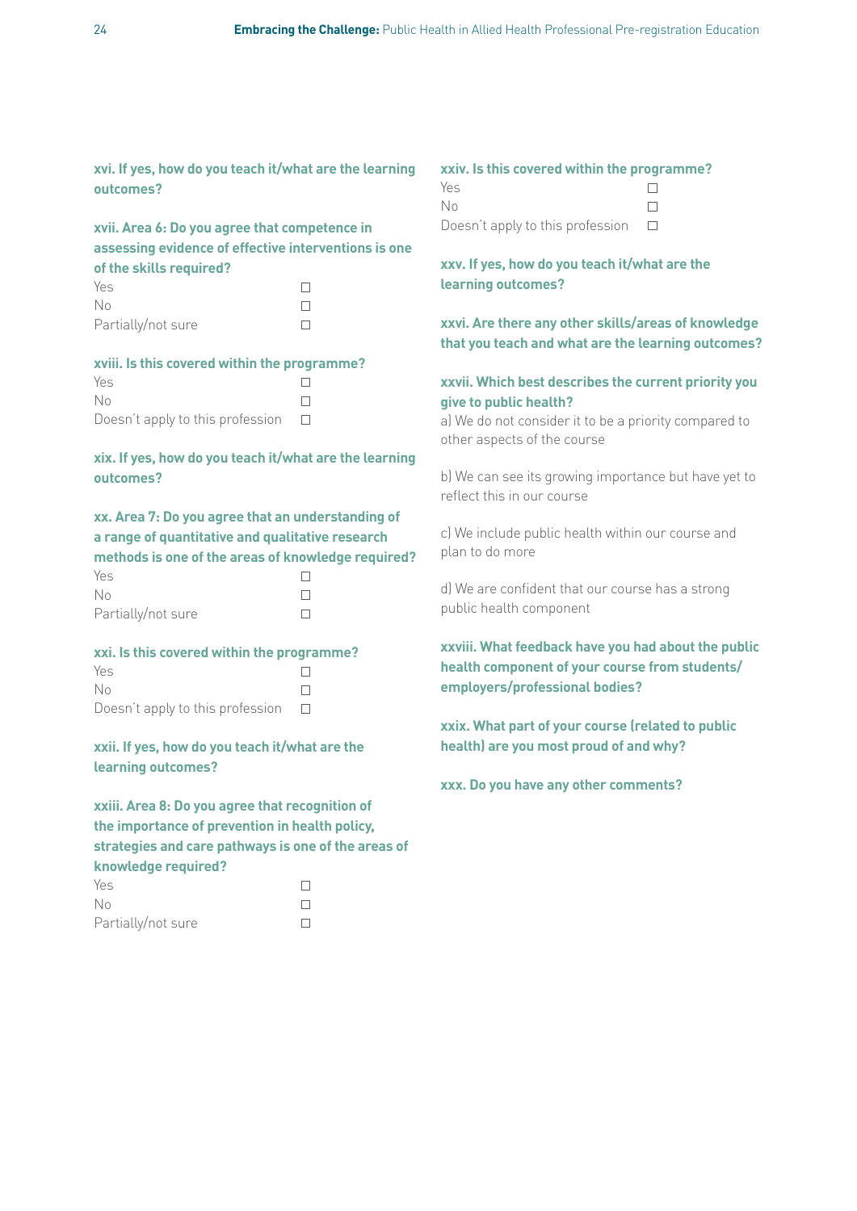**xvi. If yes, how do you teach it/what are the learning outcomes?**

**xvii. Area 6: Do you agree that competence in assessing evidence of effective interventions is one of the skills required?**

Yes ☐
No ☐
Partially/not sure ☐

**xviii. Is this covered within the programme?**

Yes ☐
No ☐
Doesn't apply to this profession ☐

**xix. If yes, how do you teach it/what are the learning outcomes?**

**xx. Area 7: Do you agree that an understanding of a range of quantitative and qualitative research methods is one of the areas of knowledge required?**

Yes ☐
No ☐
Partially/not sure ☐

**xxi. Is this covered within the programme?**

Yes ☐
No ☐
Doesn't apply to this profession ☐

**xxii. If yes, how do you teach it/what are the learning outcomes?**

**xxiii. Area 8: Do you agree that recognition of the importance of prevention in health policy, strategies and care pathways is one of the areas of knowledge required?**

Yes ☐
No ☐
Partially/not sure ☐

**xxiv. Is this covered within the programme?**

Yes ☐
No ☐
Doesn't apply to this profession ☐

**xxv. If yes, how do you teach it/what are the learning outcomes?**

**xxvi. Are there any other skills/areas of knowledge that you teach and what are the learning outcomes?**

**xxvii. Which best describes the current priority you give to public health?**

a) We do not consider it to be a priority compared to other aspects of the course

b) We can see its growing importance but have yet to reflect this in our course

c) We include public health within our course and plan to do more

d) We are confident that our course has a strong public health component

**xxviii. What feedback have you had about the public health component of your course from students/ employers/professional bodies?**

**xxix. What part of your course (related to public health) are you most proud of and why?**

**xxx. Do you have any other comments?**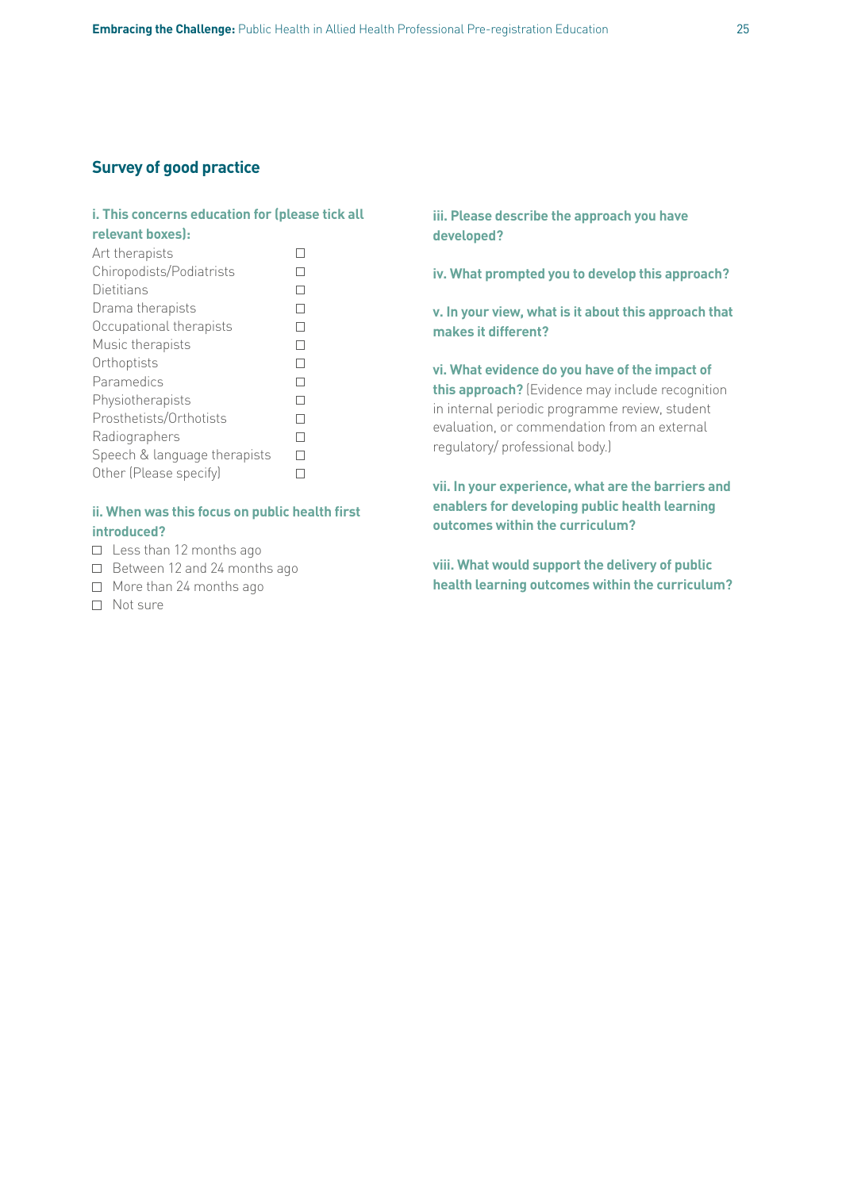## Survey of good practice

**i. This concerns education for (please tick all relevant boxes):**

- Art therapists ☐
- Chiropodists/Podiatrists ☐
- Dietitians ☐
- Drama therapists ☐
- Occupational therapists ☐
- Music therapists ☐
- Orthoptists ☐
- Paramedics ☐
- Physiotherapists ☐
- Prosthetists/Orthotists ☐
- Radiographers ☐
- Speech & language therapists ☐
- Other (Please specify) ☐

**ii. When was this focus on public health first introduced?**

- ☐ Less than 12 months ago
- ☐ Between 12 and 24 months ago
- ☐ More than 24 months ago
- ☐ Not sure

**iii. Please describe the approach you have developed?**

**iv. What prompted you to develop this approach?**

**v. In your view, what is it about this approach that makes it different?**

**vi. What evidence do you have of the impact of this approach?** (Evidence may include recognition in internal periodic programme review, student evaluation, or commendation from an external regulatory/ professional body.)

**vii. In your experience, what are the barriers and enablers for developing public health learning outcomes within the curriculum?**

**viii. What would support the delivery of public health learning outcomes within the curriculum?**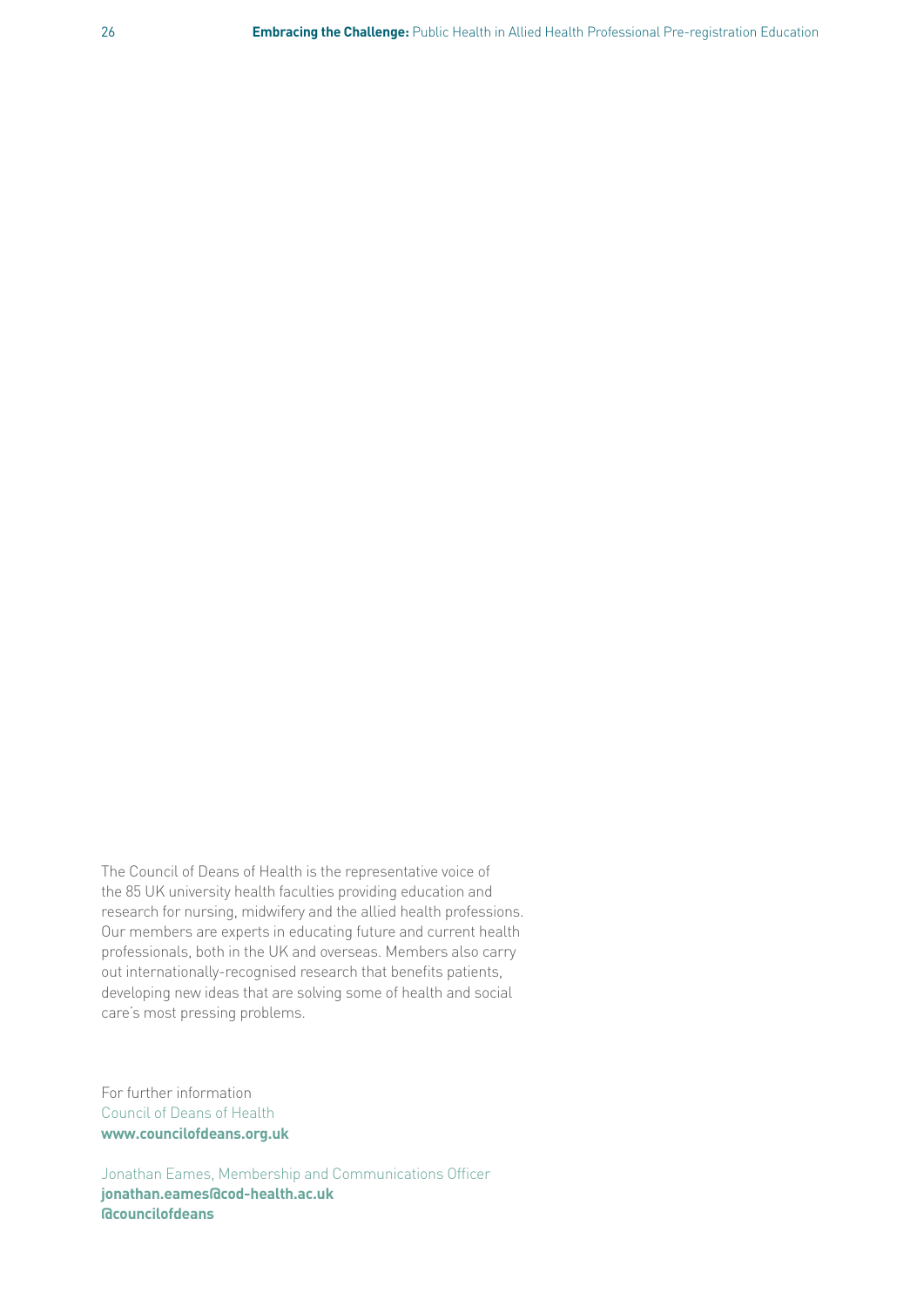The Council of Deans of Health is the representative voice of the 85 UK university health faculties providing education and research for nursing, midwifery and the allied health professions. Our members are experts in educating future and current health professionals, both in the UK and overseas. Members also carry out internationally-recognised research that benefits patients, developing new ideas that are solving some of health and social care's most pressing problems.

For further information
Council of Deans of Health
**www.councilofdeans.org.uk**

Jonathan Eames, Membership and Communications Officer
**jonathan.eames@cod-health.ac.uk**
**@councilofdeans**